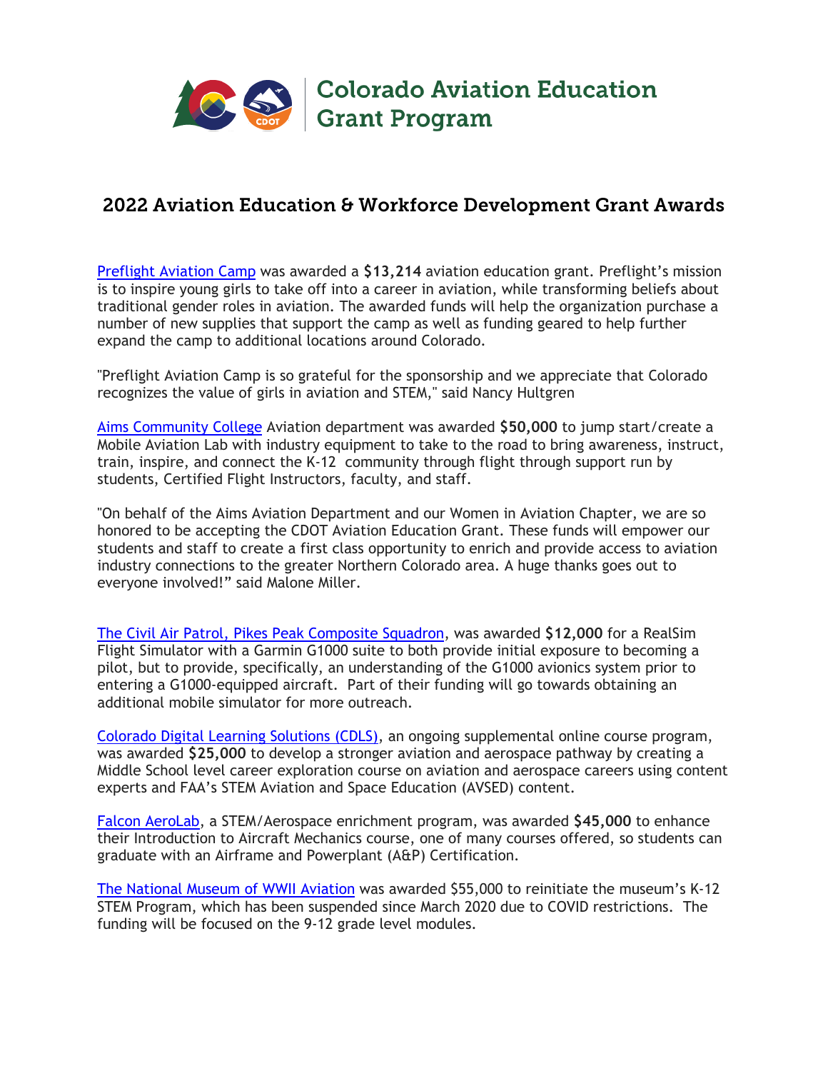# Colorado Aviation Education Grant Program

## 2022 Aviation Education & Workforce Development Grant Awards

Preflight Aviation Camp was awarded a **$13,214** aviation education grant. Preflight's mission is to inspire young girls to take off into a career in aviation, while transforming beliefs about traditional gender roles in aviation. The awarded funds will help the organization purchase a number of new supplies that support the camp as well as funding geared to help further expand the camp to additional locations around Colorado.

"Preflight Aviation Camp is so grateful for the sponsorship and we appreciate that Colorado recognizes the value of girls in aviation and STEM," said Nancy Hultgren

Aims Community College Aviation department was awarded **$50,000** to jump start/create a Mobile Aviation Lab with industry equipment to take to the road to bring awareness, instruct, train, inspire, and connect the K-12 community through flight through support run by students, Certified Flight Instructors, faculty, and staff.

"On behalf of the Aims Aviation Department and our Women in Aviation Chapter, we are so honored to be accepting the CDOT Aviation Education Grant. These funds will empower our students and staff to create a first class opportunity to enrich and provide access to aviation industry connections to the greater Northern Colorado area. A huge thanks goes out to everyone involved!" said Malone Miller.

The Civil Air Patrol, Pikes Peak Composite Squadron, was awarded **$12,000** for a RealSim Flight Simulator with a Garmin G1000 suite to both provide initial exposure to becoming a pilot, but to provide, specifically, an understanding of the G1000 avionics system prior to entering a G1000-equipped aircraft. Part of their funding will go towards obtaining an additional mobile simulator for more outreach.

Colorado Digital Learning Solutions (CDLS), an ongoing supplemental online course program, was awarded **$25,000** to develop a stronger aviation and aerospace pathway by creating a Middle School level career exploration course on aviation and aerospace careers using content experts and FAA's STEM Aviation and Space Education (AVSED) content.

Falcon AeroLab, a STEM/Aerospace enrichment program, was awarded **$45,000** to enhance their Introduction to Aircraft Mechanics course, one of many courses offered, so students can graduate with an Airframe and Powerplant (A&P) Certification.

The National Museum of WWII Aviation was awarded $55,000 to reinitiate the museum's K-12 STEM Program, which has been suspended since March 2020 due to COVID restrictions. The funding will be focused on the 9-12 grade level modules.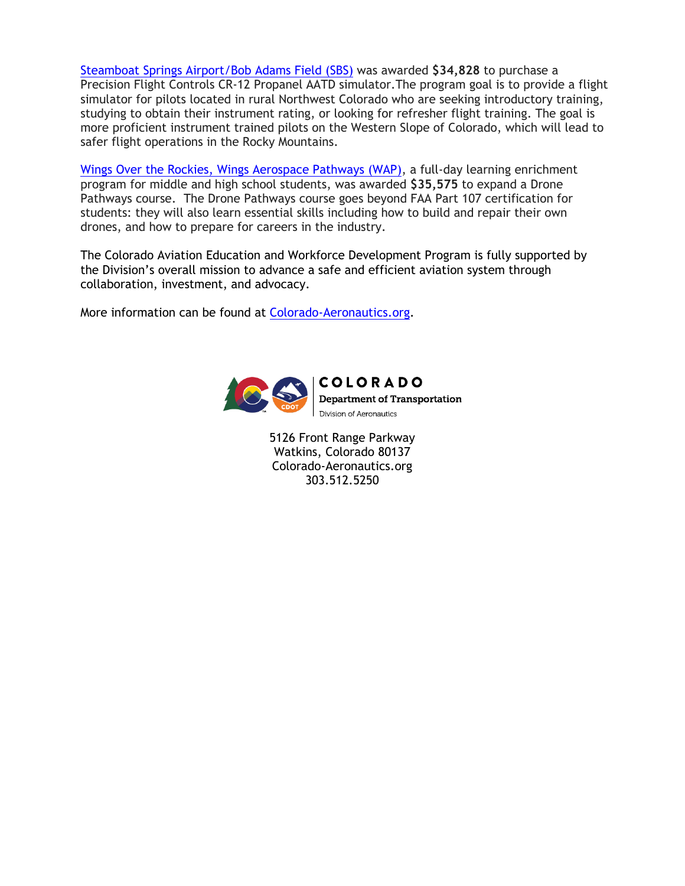Steamboat Springs Airport/Bob Adams Field (SBS) was awarded **$34,828** to purchase a Precision Flight Controls CR-12 Propanel AATD simulator.The program goal is to provide a flight simulator for pilots located in rural Northwest Colorado who are seeking introductory training, studying to obtain their instrument rating, or looking for refresher flight training. The goal is more proficient instrument trained pilots on the Western Slope of Colorado, which will lead to safer flight operations in the Rocky Mountains.

Wings Over the Rockies, Wings Aerospace Pathways (WAP), a full-day learning enrichment program for middle and high school students, was awarded **$35,575** to expand a Drone Pathways course. The Drone Pathways course goes beyond FAA Part 107 certification for students: they will also learn essential skills including how to build and repair their own drones, and how to prepare for careers in the industry.

The Colorado Aviation Education and Workforce Development Program is fully supported by the Division's overall mission to advance a safe and efficient aviation system through collaboration, investment, and advocacy.

More information can be found at Colorado-Aeronautics.org.

COLORADO
Department of Transportation
Division of Aeronautics

5126 Front Range Parkway
Watkins, Colorado 80137
Colorado-Aeronautics.org
303.512.5250